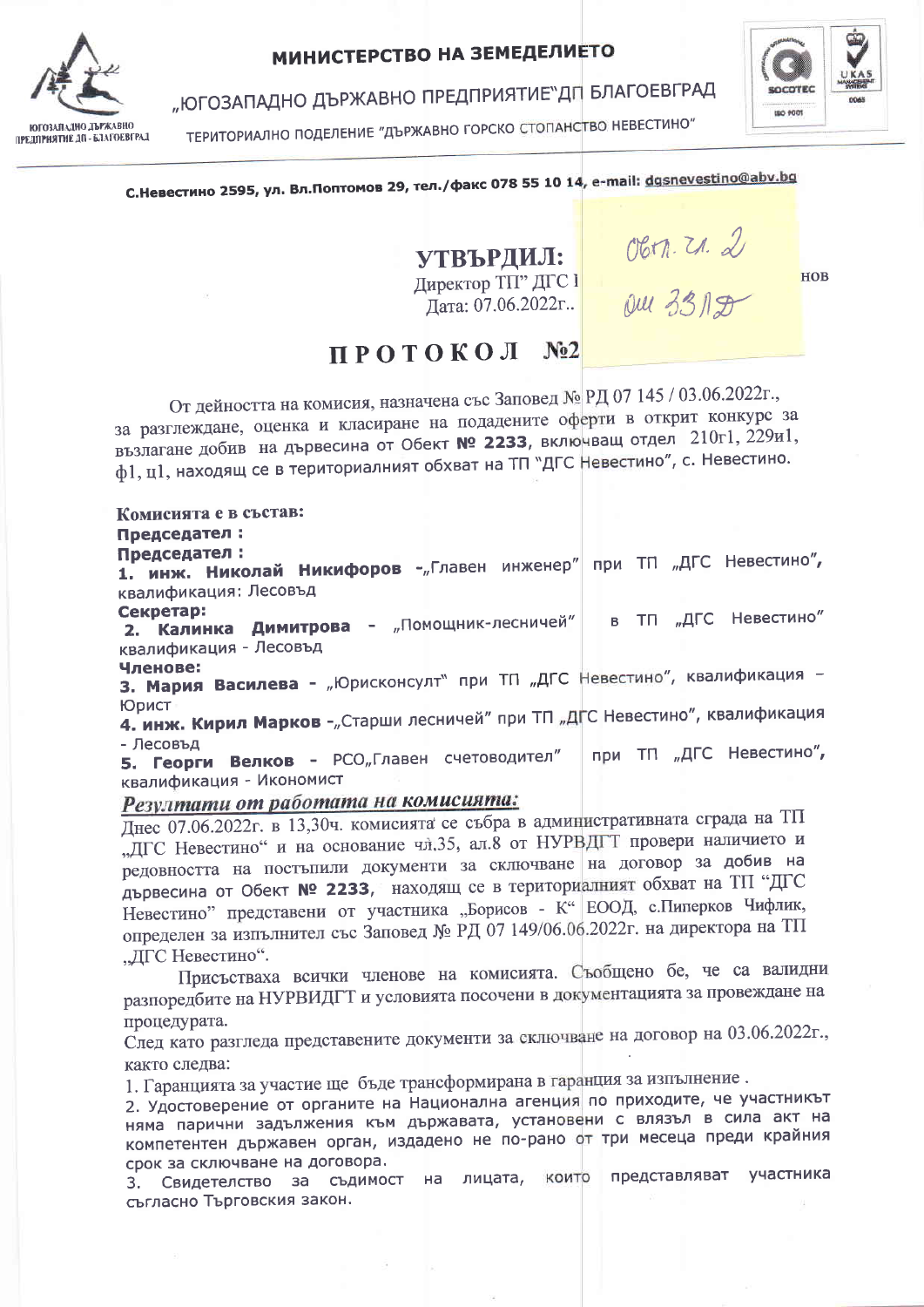# МИНИСТЕРСТВО НА ЗЕМЕДЕЛИЕТО

„ЮГОЗАПАДНО ДЪРЖАВНО ПРЕДПРИЯТИЕ"ДП БЛАГОЕВГРАД

ТЕРИТОРИАЛНО ПОДЕЛЕНИЕ "ДЪРЖАВНО ГОРСКО СТОПАНСТВО НЕВЕСТИНО"

**С.Невестино 2595, ул. Вл.Поптомов 29, тел./факс 078 55 10 14, e-mail: dgsnevestino@abv.bg**

**УТВЪРДИЛ:**
Директор ТП" ДГС Н... нов
Дата: 07.06.2022г..

Обл. чл. 2 от ЗЗЛД

## ПРОТОКОЛ №2

От дейността на комисия, назначена със Заповед № РД 07 145 / 03.06.2022г., за разглеждане, оценка и класиране на подадените оферти в открит конкурс за възлагане добив на дървесина от Обект **№ 2233**, включващ отдел 210г1, 229и1, ф1, ц1, находящ се в териториалният обхват на ТП "ДГС Невестино", с. Невестино.

**Комисията е в състав:**
**Председател :**
**Председател :**
**1. инж. Николай Никифоров** -„Главен инженер" при ТП „ДГС Невестино", квалификация: Лесовъд
**Секретар:**
**2. Калинка Димитрова** - „Помощник-лесничей" в ТП „ДГС Невестино" квалификация - Лесовъд
**Членове:**
**3. Мария Василева** - „Юрисконсулт" при ТП „ДГС Невестино", квалификация – Юрист
**4. инж. Кирил Марков** -„Старши лесничей" при ТП „ДГС Невестино", квалификация - Лесовъд
**5. Георги Велков** - РСО„Главен счетоводител" при ТП „ДГС Невестино", квалификация - Икономист

***Резултати от работата на комисията:***

Днес 07.06.2022г. в 13,30ч. комисията се събра в административната сграда на ТП „ДГС Невестино" и на основание чл.35, ал.8 от НУРВДГТ провери наличието и редовността на постъпили документи за сключване на договор за добив на дървесина от Обект **№ 2233**, находящ се в териториалният обхват на ТП "ДГС Невестино" представени от участника „Борисов - К" ЕООД, с.Пиперков Чифлик, определен за изпълнител със Заповед № РД 07 149/06.06.2022г. на директора на ТП „ДГС Невестино".

Присъстваха всички членове на комисията. Съобщено бе, че са валидни разпоредбите на НУРВИДГТ и условията посочени в документацията за провеждане на процедурата.

След като разгледа представените документи за сключване на договор на 03.06.2022г., както следва:

1. Гаранцията за участие ще бъде трансформирана в гаранция за изпълнение .
2. Удостоверение от органите на Национална агенция по приходите, че участникът няма парични задължения към държавата, установени с влязъл в сила акт на компетентен държавен орган, издадено не по-рано от три месеца преди крайния срок за сключване на договора.
3. Свидетелство за съдимост на лицата, които представляват участника съгласно Търговския закон.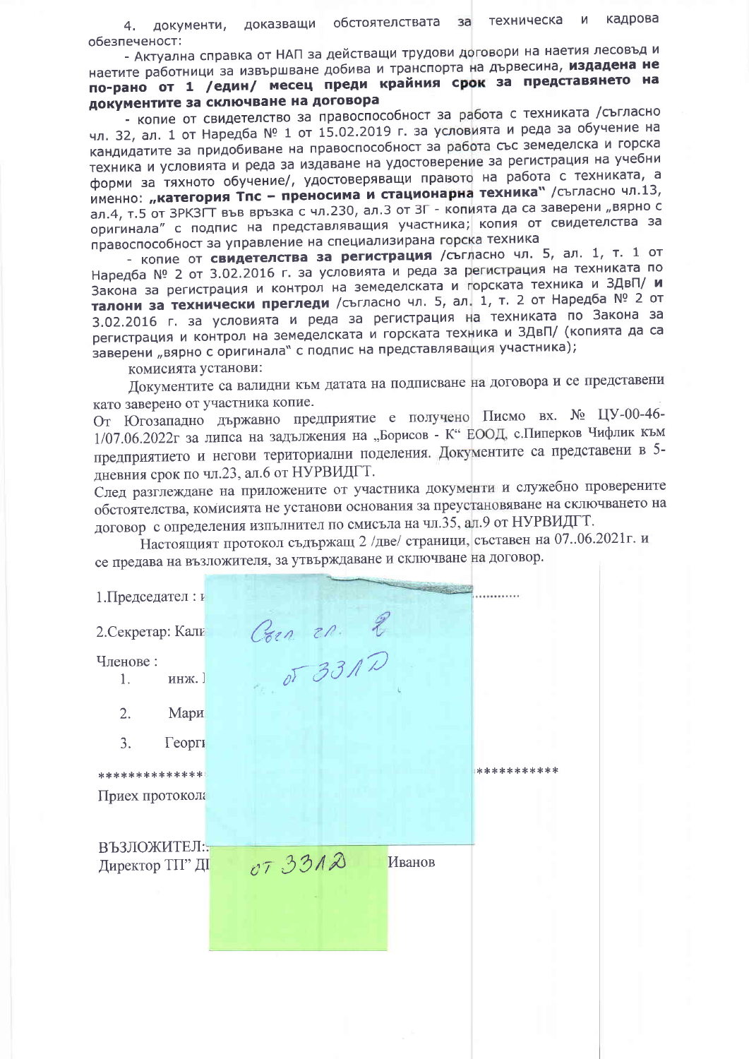4. документи, доказващи обстоятелствата за техническа и кадрова обезпеченост:

- Актуална справка от НАП за действащи трудови договори на наетия лесовъд и наетите работници за извършване добива и транспорта на дървесина, **издадена не по-рано от 1 /един/ месец преди крайния срок за представянето на документите за сключване на договора**

- копие от свидетелство за правоспособност за работа с техниката /съгласно чл. 32, ал. 1 от Наредба № 1 от 15.02.2019 г. за условията и реда за обучение на кандидатите за придобиване на правоспособност за работа със земеделска и горска техника и условията и реда за издаване на удостоверение за регистрация на учебни форми за тяхното обучение/, удостоверяващи правото на работа с техниката, а именно: **„категория Тпс – преносима и стационарна техника"** /съгласно чл.13, ал.4, т.5 от ЗРКЗГТ във връзка с чл.230, ал.3 от ЗГ - копията да са заверени „вярно с оригинала" с подпис на представляващия участника; копия от свидетелства за правоспособност за управление на специализирана горска техника

- копие от **свидетелства за регистрация** /съгласно чл. 5, ал. 1, т. 1 от Наредба № 2 от 3.02.2016 г. за условията и реда за регистрация на техниката по Закона за регистрация и контрол на земеделската и горската техника и ЗДвП/ **и талони за технически прегледи** /съгласно чл. 5, ал. 1, т. 2 от Наредба № 2 от 3.02.2016 г. за условията и реда за регистрация на техниката по Закона за регистрация и контрол на земеделската и горската техника и ЗДвП/ (копията да са заверени „вярно с оригинала" с подпис на представляващия участника);

комисията установи:

Документите са валидни към датата на подписване на договора и се представени като заверено от участника копие.

От Югозападно държавно предприятие е получено Писмо вх. № ЦУ-00-46-1/07.06.2022г за липса на задължения на „Борисов - К" ЕООД, с.Пиперков Чифлик към предприятието и негови териториални поделения. Документите са представени в 5-дневния срок по чл.23, ал.6 от НУРВИДГТ.

След разглеждане на приложените от участника документи и служебно проверените обстоятелства, комисията не установи основания за преустановяване на сключването на договор с определения изпълнител по смисъла на чл.35, ал.9 от НУРВИДГТ.

Настоящият протокол съдържащ 2 /две/ страници, съставен на 07..06.2021г. и се предава на възложителя, за утвърждаване и сключване на договор.

1.Председател : и ............

2.Секретар: Кали

Членове :

1. инж. 

2. Мари

3. Георг

Свел чл. 2 от 33ЛД

************** ***********

Приех протокола

ВЪЗЛОЖИТЕЛ:

Директор ТП" ДІ от 33ЛД Иванов